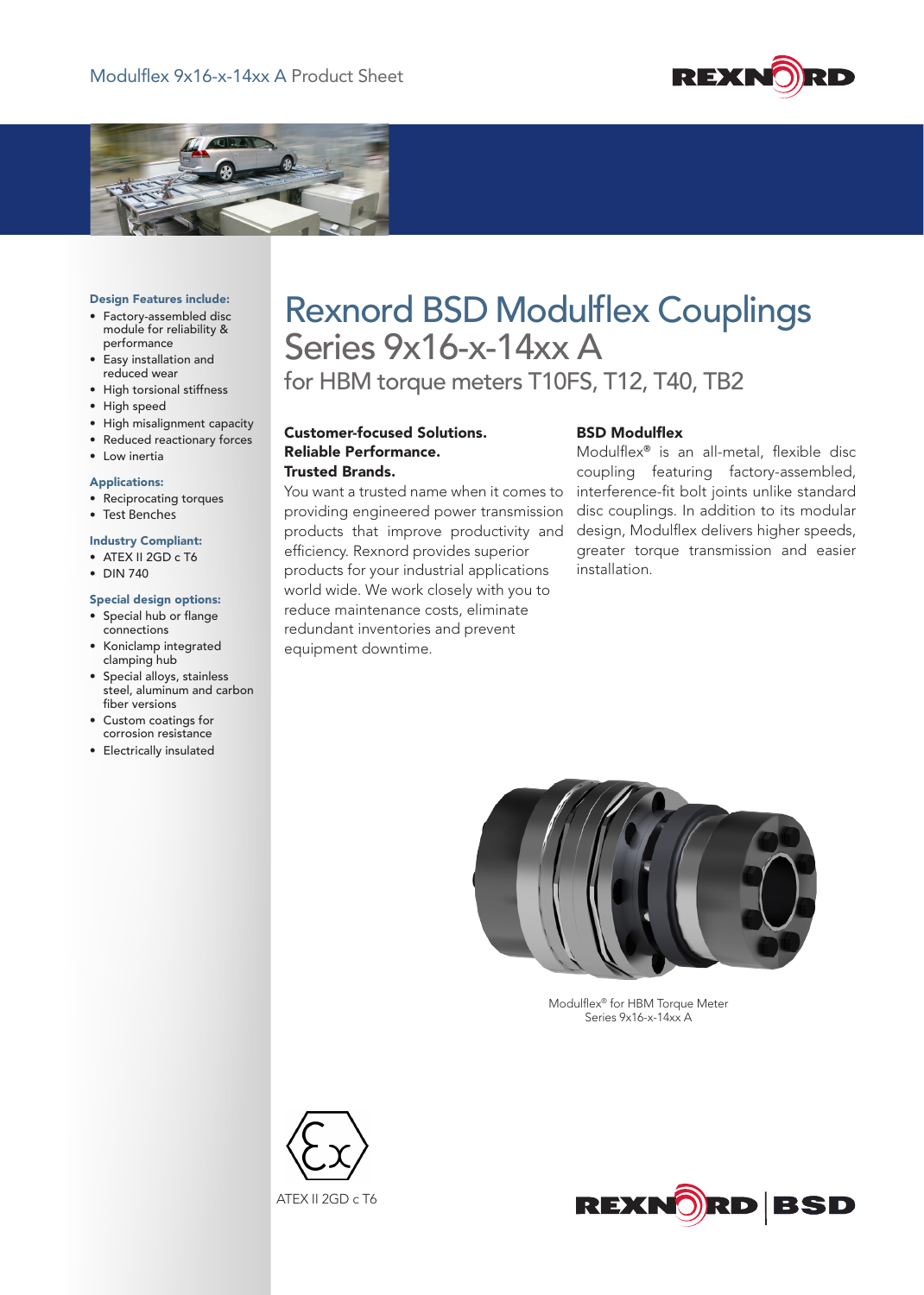# Rexnord BSD Modulflex Couplings

## Series 9x16-x-14xx A

### for HBM torque meters T10FS, T12, T40, TB2

**Design Features include:**

- Factory-assembled disc module for reliability & performance
- Easy installation and reduced wear
- High torsional stiffness
- High speed
- High misalignment capacity
- Reduced reactionary forces
- Low inertia

**Applications:**

- Reciprocating torques
- Test Benches

**Industry Compliant:**

- ATEX II 2GD c T6
- DIN 740

**Special design options:**

- Special hub or flange connections
- Koniclamp integrated clamping hub
- Special alloys, stainless steel, aluminum and carbon fiber versions
- Custom coatings for corrosion resistance
- Electrically insulated

**Customer-focused Solutions.**
**Reliable Performance.**
**Trusted Brands.**

You want a trusted name when it comes to providing engineered power transmission products that improve productivity and efficiency. Rexnord provides superior products for your industrial applications world wide. We work closely with you to reduce maintenance costs, eliminate redundant inventories and prevent equipment downtime.

**BSD Modulflex**

Modulflex® is an all-metal, flexible disc coupling featuring factory-assembled, interference-fit bolt joints unlike standard disc couplings. In addition to its modular design, Modulflex delivers higher speeds, greater torque transmission and easier installation.

Modulflex® for HBM Torque Meter
Series 9x16-x-14xx A

ATEX II 2GD c T6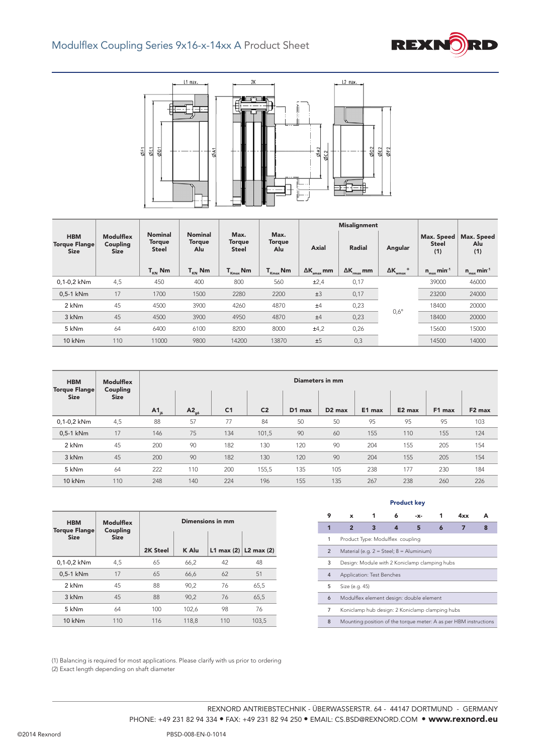# Modulflex Coupling Series 9x16-x-14xx A Product Sheet

L1 max.
2K
L2 max.
ØF1 ØE1 ØD1 ØA1 ØA2 ØC2 ØD2 ØE2 ØF2

| HBM Torque Flange Size | Modulflex Coupling Size | Nominal Torque Steel | Nominal Torque Alu | Max. Torque Steel | Max. Torque Alu | Misalignment Axial | Misalignment Radial | Misalignment Angular | Max. Speed Steel (1) | Max. Speed Alu (1) |
|---|---|---|---|---|---|---|---|---|---|---|
| | | $T_{KN}$ Nm | $T_{KN}$ Nm | $T_{Kmax}$ Nm | $T_{Kmax}$ Nm | $\Delta K_{amax}$ mm | $\Delta K_{rmax}$ mm | $\Delta K_{wmax}$ ° | $n_{max}$ $min^{-1}$ | $n_{max}$ $min^{-1}$ |
| 0,1-0,2 kNm | 4,5 | 450 | 400 | 800 | 560 | ±2,4 | 0,17 | 0,6° | 39000 | 46000 |
| 0,5-1 kNm | 17 | 1700 | 1500 | 2280 | 2200 | ±3 | 0,17 | 0,6° | 23200 | 24000 |
| 2 kNm | 45 | 4500 | 3900 | 4260 | 4870 | ±4 | 0,23 | 0,6° | 18400 | 20000 |
| 3 kNm | 45 | 4500 | 3900 | 4950 | 4870 | ±4 | 0,23 | 0,6° | 18400 | 20000 |
| 5 kNm | 64 | 6400 | 6100 | 8200 | 8000 | ±4,2 | 0,26 | 0,6° | 15600 | 15000 |
| 10 kNm | 110 | 11000 | 9800 | 14200 | 13870 | ±5 | 0,3 | 0,6° | 14500 | 14000 |

| HBM Torque Flange Size | Modulflex Coupling Size | Diameters in mm | | | | | | | | | |
|---|---|---|---|---|---|---|---|---|---|---|---|
| | | $A1_{j6}$ | $A2_{g6}$ | C1 | C2 | D1 max | D2 max | E1 max | E2 max | F1 max | F2 max |
| 0,1-0,2 kNm | 4,5 | 88 | 57 | 77 | 84 | 50 | 50 | 95 | 95 | 95 | 103 |
| 0,5-1 kNm | 17 | 146 | 75 | 134 | 101,5 | 90 | 60 | 155 | 110 | 155 | 124 |
| 2 kNm | 45 | 200 | 90 | 182 | 130 | 120 | 90 | 204 | 155 | 205 | 154 |
| 3 kNm | 45 | 200 | 90 | 182 | 130 | 120 | 90 | 204 | 155 | 205 | 154 |
| 5 kNm | 64 | 222 | 110 | 200 | 155,5 | 135 | 105 | 238 | 177 | 230 | 184 |
| 10 kNm | 110 | 248 | 140 | 224 | 196 | 155 | 135 | 267 | 238 | 260 | 226 |

| HBM Torque Flange Size | Modulflex Coupling Size | Dimensions in mm | | | |
|---|---|---|---|---|---|
| | | 2K Steel | K Alu | L1 max (2) | L2 max (2) |
| 0,1-0,2 kNm | 4,5 | 65 | 66,2 | 42 | 48 |
| 0,5-1 kNm | 17 | 65 | 66,6 | 62 | 51 |
| 2 kNm | 45 | 88 | 90,2 | 76 | 65,5 |
| 3 kNm | 45 | 88 | 90,2 | 76 | 65,5 |
| 5 kNm | 64 | 100 | 102,6 | 98 | 76 |
| 10 kNm | 110 | 116 | 118,8 | 110 | 103,5 |

**Product key**

| 9 | x | 1 | 6 | -x- | 1 | 4xx | A |
|---|---|---|---|---|---|---|---|
| 1 | 2 | 3 | 4 | 5 | 6 | 7 | 8 |

| | |
|---|---|
| 1 | Product Type: Modulflex coupling |
| 2 | Material (e.g. 2 = Steel; 8 = Aluminium) |
| 3 | Design: Module with 2 Koniclamp clamping hubs |
| 4 | Application: Test Benches |
| 5 | Size (e.g. 45) |
| 6 | Modulflex element design: double element |
| 7 | Koniclamp hub design: 2 Koniclamp clamping hubs |
| 8 | Mounting position of the torque meter: A as per HBM instructions |

(1) Balancing is required for most applications. Please clarify with us prior to ordering
(2) Exact length depending on shaft diameter

REXNORD ANTRIEBSTECHNIK - ÜBERWASSERSTR. 64 - 44147 DORTMUND - GERMANY
PHONE: +49 231 82 94 334 • FAX: +49 231 82 94 250 • EMAIL: CS.BSD@REXNORD.COM • **www.rexnord.eu**

©2014 Rexnord PBSD-008-EN-0-1014